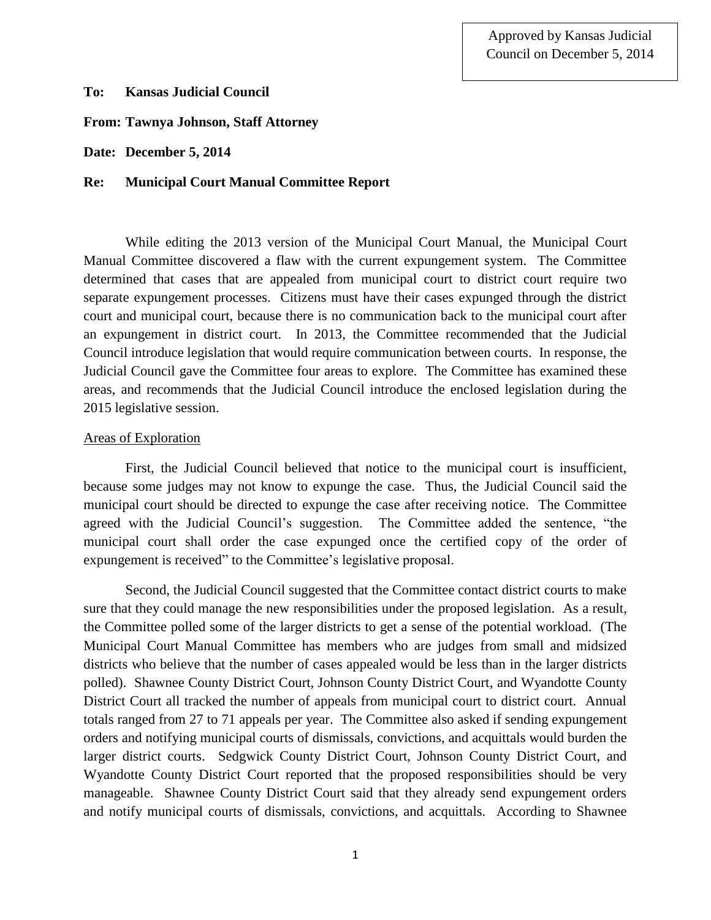Approved by Kansas Judicial Council on December 5, 2014

**To: Kansas Judicial Council**

**From: Tawnya Johnson, Staff Attorney**

**Date: December 5, 2014**

**Re: Municipal Court Manual Committee Report**

While editing the 2013 version of the Municipal Court Manual, the Municipal Court Manual Committee discovered a flaw with the current expungement system. The Committee determined that cases that are appealed from municipal court to district court require two separate expungement processes. Citizens must have their cases expunged through the district court and municipal court, because there is no communication back to the municipal court after an expungement in district court. In 2013, the Committee recommended that the Judicial Council introduce legislation that would require communication between courts. In response, the Judicial Council gave the Committee four areas to explore. The Committee has examined these areas, and recommends that the Judicial Council introduce the enclosed legislation during the 2015 legislative session.

## Areas of Exploration

First, the Judicial Council believed that notice to the municipal court is insufficient, because some judges may not know to expunge the case. Thus, the Judicial Council said the municipal court should be directed to expunge the case after receiving notice. The Committee agreed with the Judicial Council's suggestion. The Committee added the sentence, "the municipal court shall order the case expunged once the certified copy of the order of expungement is received" to the Committee's legislative proposal.

Second, the Judicial Council suggested that the Committee contact district courts to make sure that they could manage the new responsibilities under the proposed legislation. As a result, the Committee polled some of the larger districts to get a sense of the potential workload. (The Municipal Court Manual Committee has members who are judges from small and midsized districts who believe that the number of cases appealed would be less than in the larger districts polled). Shawnee County District Court, Johnson County District Court, and Wyandotte County District Court all tracked the number of appeals from municipal court to district court. Annual totals ranged from 27 to 71 appeals per year. The Committee also asked if sending expungement orders and notifying municipal courts of dismissals, convictions, and acquittals would burden the larger district courts. Sedgwick County District Court, Johnson County District Court, and Wyandotte County District Court reported that the proposed responsibilities should be very manageable. Shawnee County District Court said that they already send expungement orders and notify municipal courts of dismissals, convictions, and acquittals. According to Shawnee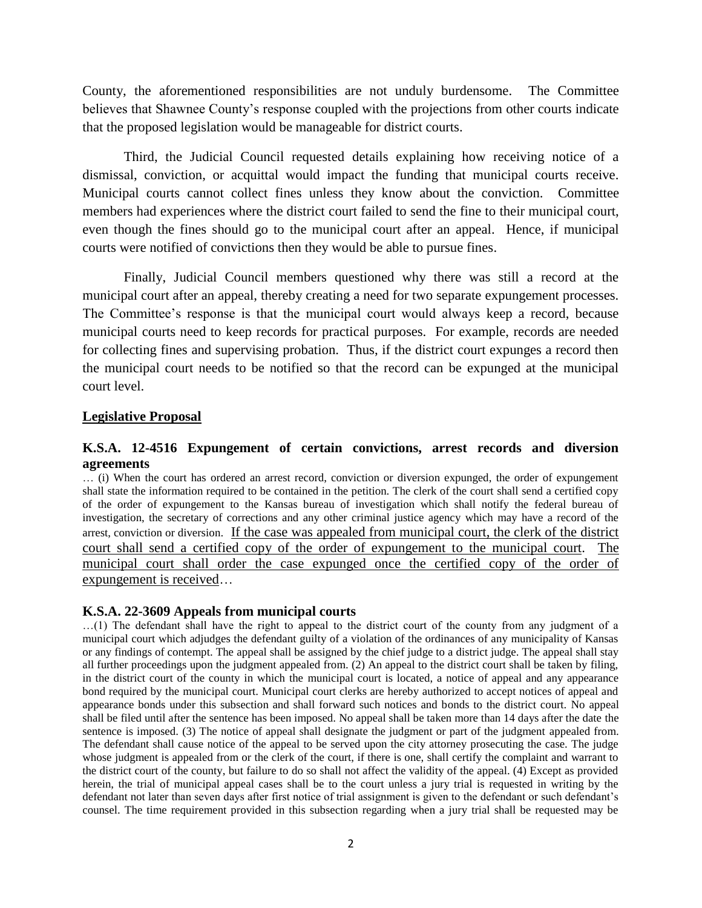County, the aforementioned responsibilities are not unduly burdensome. The Committee believes that Shawnee County's response coupled with the projections from other courts indicate that the proposed legislation would be manageable for district courts.

Third, the Judicial Council requested details explaining how receiving notice of a dismissal, conviction, or acquittal would impact the funding that municipal courts receive. Municipal courts cannot collect fines unless they know about the conviction. Committee members had experiences where the district court failed to send the fine to their municipal court, even though the fines should go to the municipal court after an appeal. Hence, if municipal courts were notified of convictions then they would be able to pursue fines.

Finally, Judicial Council members questioned why there was still a record at the municipal court after an appeal, thereby creating a need for two separate expungement processes. The Committee's response is that the municipal court would always keep a record, because municipal courts need to keep records for practical purposes. For example, records are needed for collecting fines and supervising probation. Thus, if the district court expunges a record then the municipal court needs to be notified so that the record can be expunged at the municipal court level.

## <u>Legislative Proposal</u>

### K.S.A. 12-4516 Expungement of certain convictions, arrest records and diversion agreements

… (i) When the court has ordered an arrest record, conviction or diversion expunged, the order of expungement shall state the information required to be contained in the petition. The clerk of the court shall send a certified copy of the order of expungement to the Kansas bureau of investigation which shall notify the federal bureau of investigation, the secretary of corrections and any other criminal justice agency which may have a record of the arrest, conviction or diversion. <u>If the case was appealed from municipal court, the clerk of the district court shall send a certified copy of the order of expungement to the municipal court</u>. <u>The municipal court shall order the case expunged once the certified copy of the order of expungement is received</u>…

### K.S.A. 22-3609 Appeals from municipal courts

…(1) The defendant shall have the right to appeal to the district court of the county from any judgment of a municipal court which adjudges the defendant guilty of a violation of the ordinances of any municipality of Kansas or any findings of contempt. The appeal shall be assigned by the chief judge to a district judge. The appeal shall stay all further proceedings upon the judgment appealed from. (2) An appeal to the district court shall be taken by filing, in the district court of the county in which the municipal court is located, a notice of appeal and any appearance bond required by the municipal court. Municipal court clerks are hereby authorized to accept notices of appeal and appearance bonds under this subsection and shall forward such notices and bonds to the district court. No appeal shall be filed until after the sentence has been imposed. No appeal shall be taken more than 14 days after the date the sentence is imposed. (3) The notice of appeal shall designate the judgment or part of the judgment appealed from. The defendant shall cause notice of the appeal to be served upon the city attorney prosecuting the case. The judge whose judgment is appealed from or the clerk of the court, if there is one, shall certify the complaint and warrant to the district court of the county, but failure to do so shall not affect the validity of the appeal. (4) Except as provided herein, the trial of municipal appeal cases shall be to the court unless a jury trial is requested in writing by the defendant not later than seven days after first notice of trial assignment is given to the defendant or such defendant's counsel. The time requirement provided in this subsection regarding when a jury trial shall be requested may be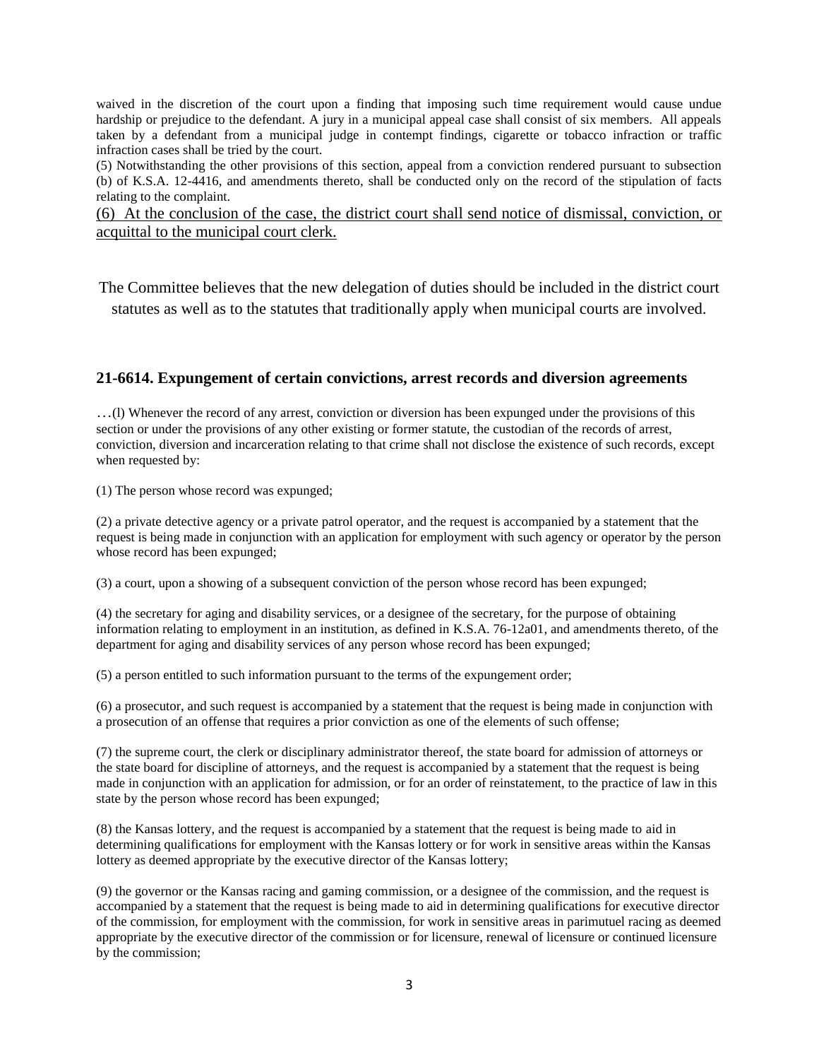waived in the discretion of the court upon a finding that imposing such time requirement would cause undue hardship or prejudice to the defendant. A jury in a municipal appeal case shall consist of six members. All appeals taken by a defendant from a municipal judge in contempt findings, cigarette or tobacco infraction or traffic infraction cases shall be tried by the court.

(5) Notwithstanding the other provisions of this section, appeal from a conviction rendered pursuant to subsection (b) of K.S.A. 12-4416, and amendments thereto, shall be conducted only on the record of the stipulation of facts relating to the complaint.

<u>(6) At the conclusion of the case, the district court shall send notice of dismissal, conviction, or acquittal to the municipal court clerk.</u>

The Committee believes that the new delegation of duties should be included in the district court statutes as well as to the statutes that traditionally apply when municipal courts are involved.

### 21-6614. Expungement of certain convictions, arrest records and diversion agreements

…(l) Whenever the record of any arrest, conviction or diversion has been expunged under the provisions of this section or under the provisions of any other existing or former statute, the custodian of the records of arrest, conviction, diversion and incarceration relating to that crime shall not disclose the existence of such records, except when requested by:

(1) The person whose record was expunged;

(2) a private detective agency or a private patrol operator, and the request is accompanied by a statement that the request is being made in conjunction with an application for employment with such agency or operator by the person whose record has been expunged;

(3) a court, upon a showing of a subsequent conviction of the person whose record has been expunged;

(4) the secretary for aging and disability services, or a designee of the secretary, for the purpose of obtaining information relating to employment in an institution, as defined in K.S.A. 76-12a01, and amendments thereto, of the department for aging and disability services of any person whose record has been expunged;

(5) a person entitled to such information pursuant to the terms of the expungement order;

(6) a prosecutor, and such request is accompanied by a statement that the request is being made in conjunction with a prosecution of an offense that requires a prior conviction as one of the elements of such offense;

(7) the supreme court, the clerk or disciplinary administrator thereof, the state board for admission of attorneys or the state board for discipline of attorneys, and the request is accompanied by a statement that the request is being made in conjunction with an application for admission, or for an order of reinstatement, to the practice of law in this state by the person whose record has been expunged;

(8) the Kansas lottery, and the request is accompanied by a statement that the request is being made to aid in determining qualifications for employment with the Kansas lottery or for work in sensitive areas within the Kansas lottery as deemed appropriate by the executive director of the Kansas lottery;

(9) the governor or the Kansas racing and gaming commission, or a designee of the commission, and the request is accompanied by a statement that the request is being made to aid in determining qualifications for executive director of the commission, for employment with the commission, for work in sensitive areas in parimutuel racing as deemed appropriate by the executive director of the commission or for licensure, renewal of licensure or continued licensure by the commission;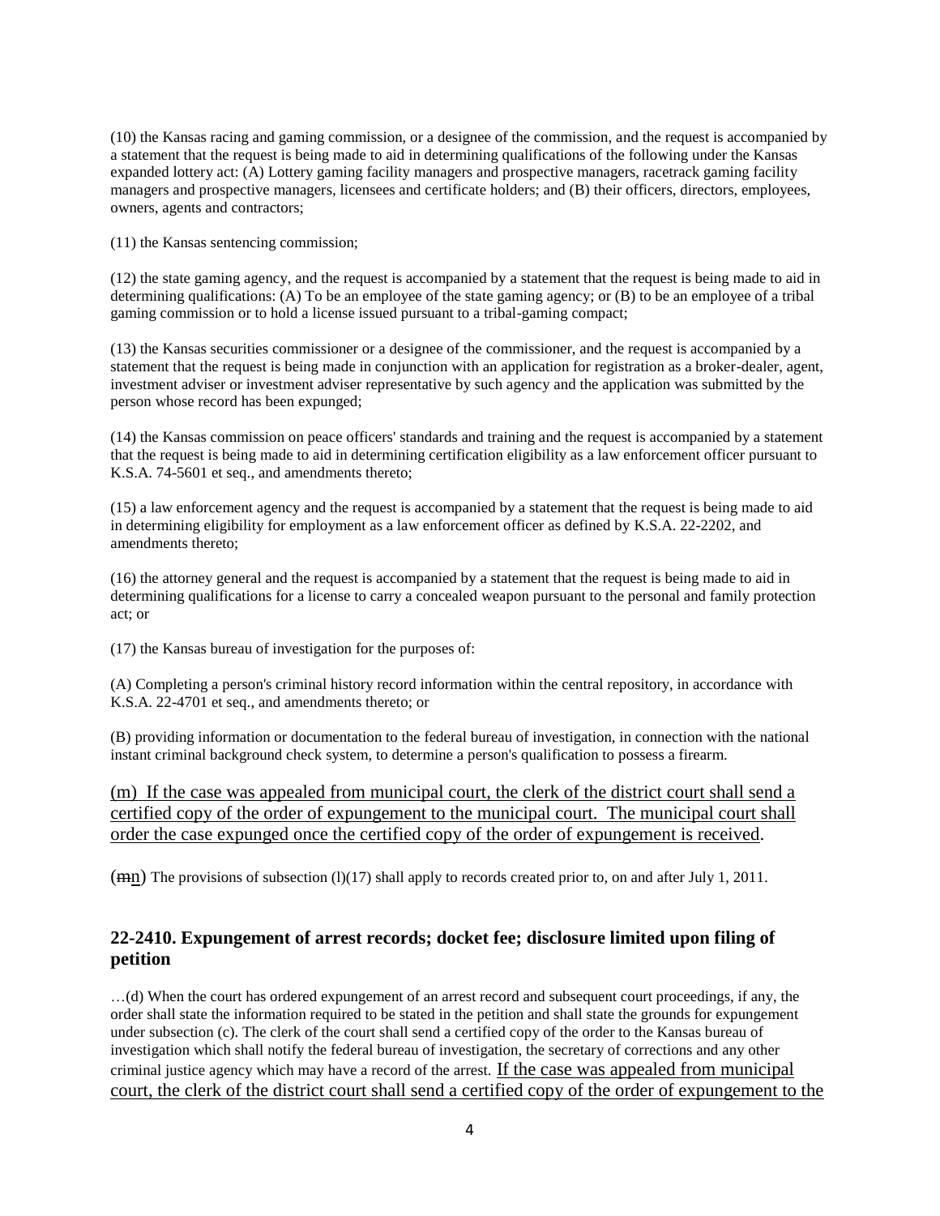(10) the Kansas racing and gaming commission, or a designee of the commission, and the request is accompanied by a statement that the request is being made to aid in determining qualifications of the following under the Kansas expanded lottery act: (A) Lottery gaming facility managers and prospective managers, racetrack gaming facility managers and prospective managers, licensees and certificate holders; and (B) their officers, directors, employees, owners, agents and contractors;

(11) the Kansas sentencing commission;

(12) the state gaming agency, and the request is accompanied by a statement that the request is being made to aid in determining qualifications: (A) To be an employee of the state gaming agency; or (B) to be an employee of a tribal gaming commission or to hold a license issued pursuant to a tribal-gaming compact;

(13) the Kansas securities commissioner or a designee of the commissioner, and the request is accompanied by a statement that the request is being made in conjunction with an application for registration as a broker-dealer, agent, investment adviser or investment adviser representative by such agency and the application was submitted by the person whose record has been expunged;

(14) the Kansas commission on peace officers' standards and training and the request is accompanied by a statement that the request is being made to aid in determining certification eligibility as a law enforcement officer pursuant to K.S.A. 74-5601 et seq., and amendments thereto;

(15) a law enforcement agency and the request is accompanied by a statement that the request is being made to aid in determining eligibility for employment as a law enforcement officer as defined by K.S.A. 22-2202, and amendments thereto;

(16) the attorney general and the request is accompanied by a statement that the request is being made to aid in determining qualifications for a license to carry a concealed weapon pursuant to the personal and family protection act; or

(17) the Kansas bureau of investigation for the purposes of:

(A) Completing a person's criminal history record information within the central repository, in accordance with K.S.A. 22-4701 et seq., and amendments thereto; or

(B) providing information or documentation to the federal bureau of investigation, in connection with the national instant criminal background check system, to determine a person's qualification to possess a firearm.

<u>(m) If the case was appealed from municipal court, the clerk of the district court shall send a certified copy of the order of expungement to the municipal court. The municipal court shall order the case expunged once the certified copy of the order of expungement is received</u>.

(~~m~~<u>n</u>) The provisions of subsection (l)(17) shall apply to records created prior to, on and after July 1, 2011.

## 22-2410. Expungement of arrest records; docket fee; disclosure limited upon filing of petition

…(d) When the court has ordered expungement of an arrest record and subsequent court proceedings, if any, the order shall state the information required to be stated in the petition and shall state the grounds for expungement under subsection (c). The clerk of the court shall send a certified copy of the order to the Kansas bureau of investigation which shall notify the federal bureau of investigation, the secretary of corrections and any other criminal justice agency which may have a record of the arrest. <u>If the case was appealed from municipal court, the clerk of the district court shall send a certified copy of the order of expungement to the</u>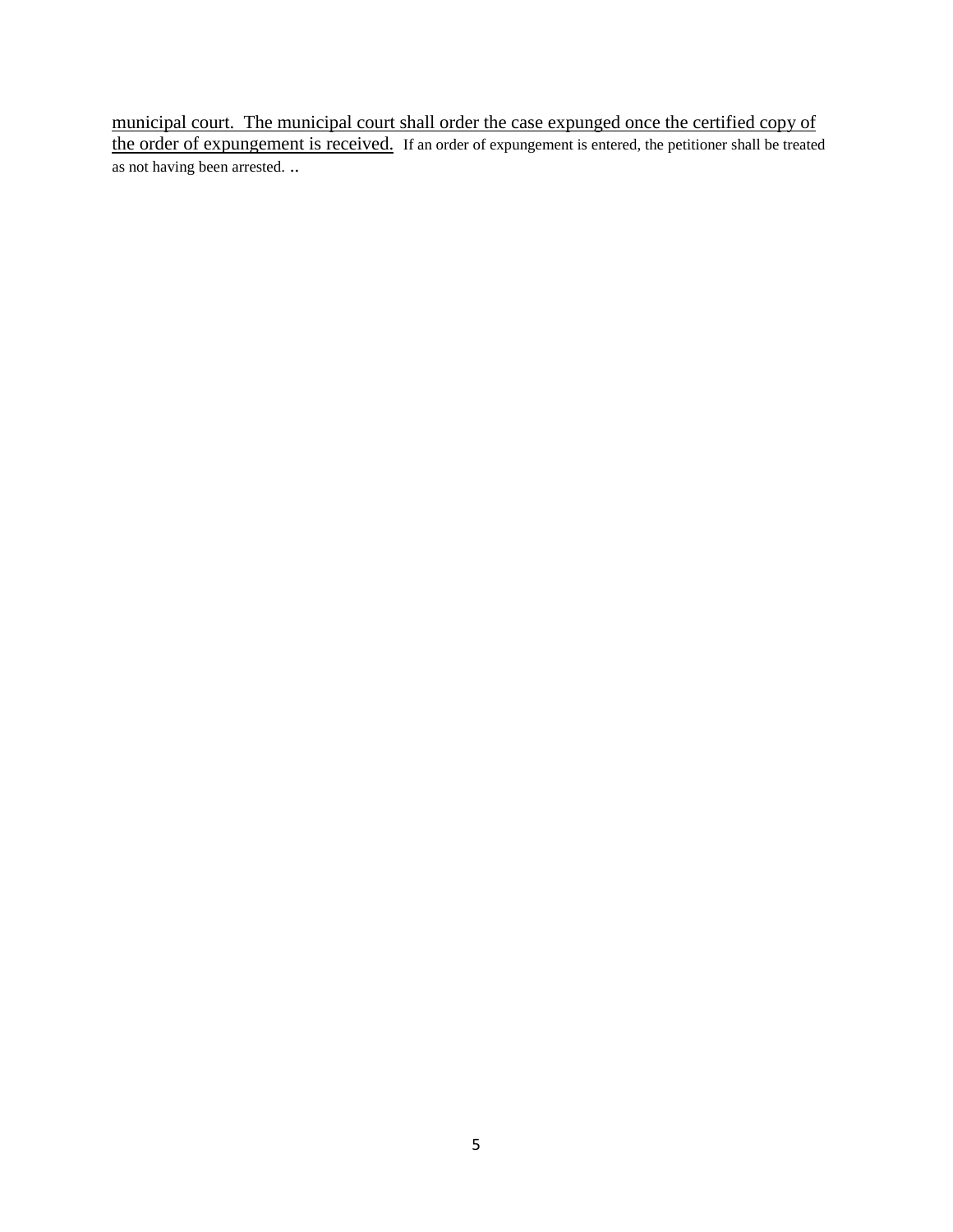<u>municipal court. The municipal court shall order the case expunged once the certified copy of the order of expungement is received.</u> If an order of expungement is entered, the petitioner shall be treated as not having been arrested. ..